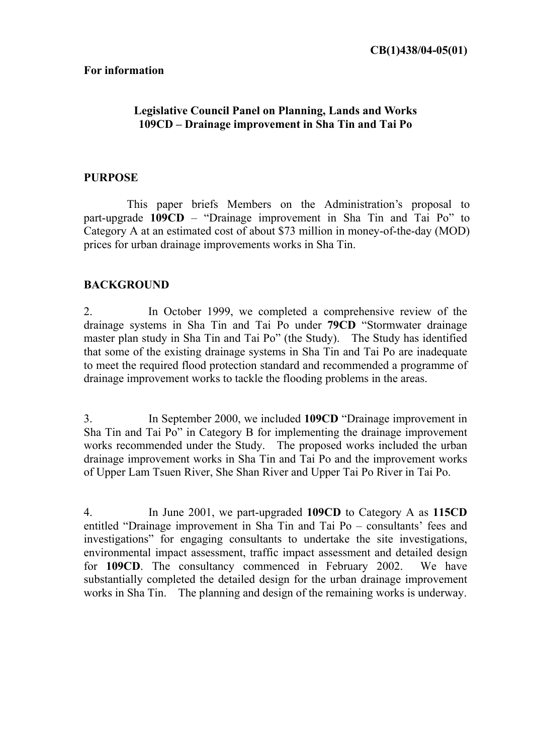CB(1)438/04-05(01)

**For information**

**Legislative Council Panel on Planning, Lands and Works**
**109CD – Drainage improvement in Sha Tin and Tai Po**

## PURPOSE

This paper briefs Members on the Administration's proposal to part-upgrade **109CD** – "Drainage improvement in Sha Tin and Tai Po" to Category A at an estimated cost of about $73 million in money-of-the-day (MOD) prices for urban drainage improvements works in Sha Tin.

## BACKGROUND

2. In October 1999, we completed a comprehensive review of the drainage systems in Sha Tin and Tai Po under **79CD** "Stormwater drainage master plan study in Sha Tin and Tai Po" (the Study). The Study has identified that some of the existing drainage systems in Sha Tin and Tai Po are inadequate to meet the required flood protection standard and recommended a programme of drainage improvement works to tackle the flooding problems in the areas.

3. In September 2000, we included **109CD** "Drainage improvement in Sha Tin and Tai Po" in Category B for implementing the drainage improvement works recommended under the Study. The proposed works included the urban drainage improvement works in Sha Tin and Tai Po and the improvement works of Upper Lam Tsuen River, She Shan River and Upper Tai Po River in Tai Po.

4. In June 2001, we part-upgraded **109CD** to Category A as **115CD** entitled "Drainage improvement in Sha Tin and Tai Po – consultants' fees and investigations" for engaging consultants to undertake the site investigations, environmental impact assessment, traffic impact assessment and detailed design for **109CD**. The consultancy commenced in February 2002. We have substantially completed the detailed design for the urban drainage improvement works in Sha Tin. The planning and design of the remaining works is underway.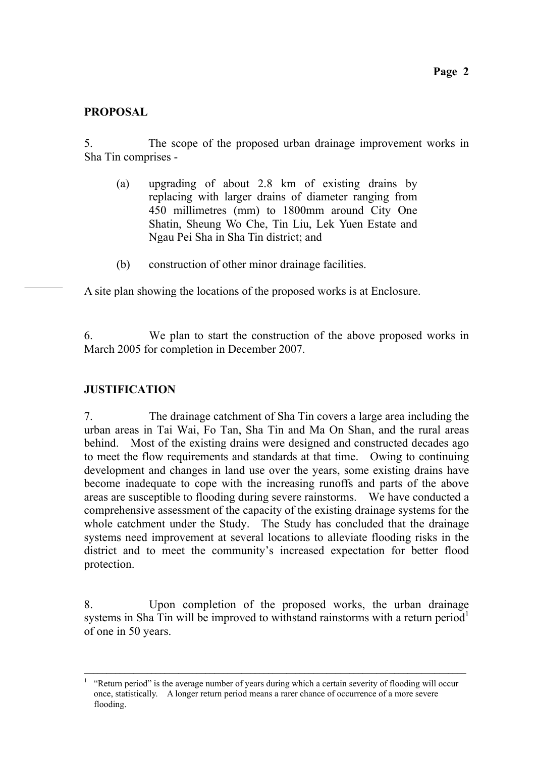## PROPOSAL

5. The scope of the proposed urban drainage improvement works in Sha Tin comprises -

(a) upgrading of about 2.8 km of existing drains by replacing with larger drains of diameter ranging from 450 millimetres (mm) to 1800mm around City One Shatin, Sheung Wo Che, Tin Liu, Lek Yuen Estate and Ngau Pei Sha in Sha Tin district; and

(b) construction of other minor drainage facilities.

A site plan showing the locations of the proposed works is at Enclosure.

6. We plan to start the construction of the above proposed works in March 2005 for completion in December 2007.

## JUSTIFICATION

7. The drainage catchment of Sha Tin covers a large area including the urban areas in Tai Wai, Fo Tan, Sha Tin and Ma On Shan, and the rural areas behind. Most of the existing drains were designed and constructed decades ago to meet the flow requirements and standards at that time. Owing to continuing development and changes in land use over the years, some existing drains have become inadequate to cope with the increasing runoffs and parts of the above areas are susceptible to flooding during severe rainstorms. We have conducted a comprehensive assessment of the capacity of the existing drainage systems for the whole catchment under the Study. The Study has concluded that the drainage systems need improvement at several locations to alleviate flooding risks in the district and to meet the community's increased expectation for better flood protection.

8. Upon completion of the proposed works, the urban drainage systems in Sha Tin will be improved to withstand rainstorms with a return period[1] of one in 50 years.

---

[1] "Return period" is the average number of years during which a certain severity of flooding will occur once, statistically. A longer return period means a rarer chance of occurrence of a more severe flooding.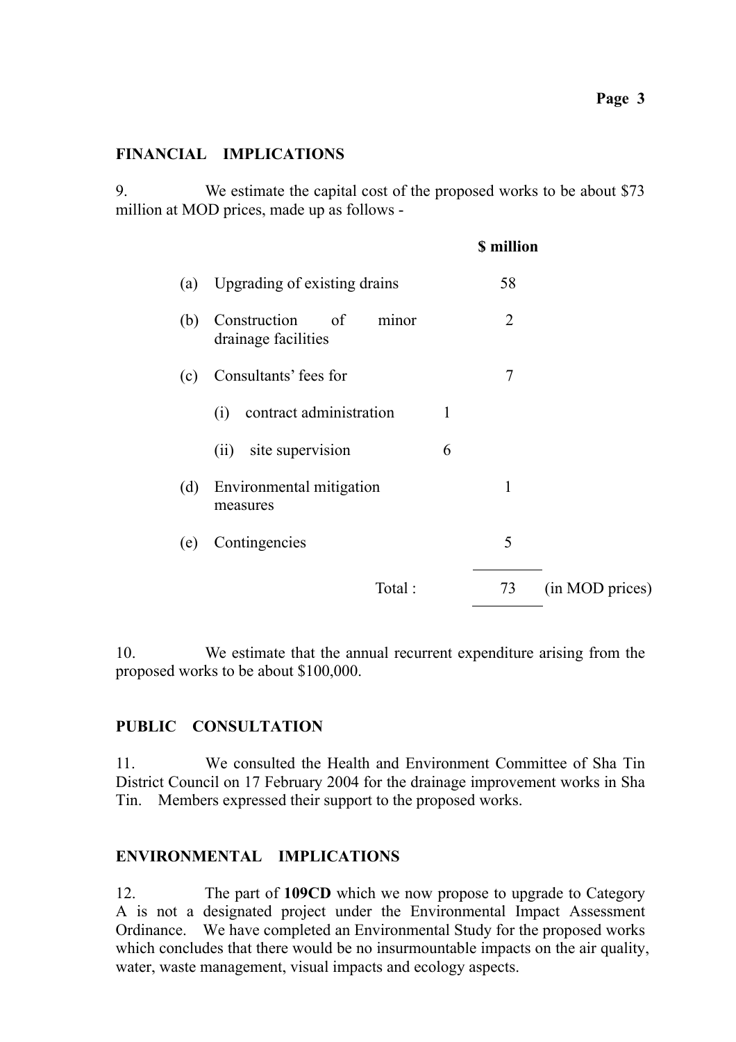## FINANCIAL IMPLICATIONS

9. We estimate the capital cost of the proposed works to be about $73 million at MOD prices, made up as follows -

| | | | $ million | |
|---|---|---|---|---|
| (a) | Upgrading of existing drains | | 58 | |
| (b) | Construction of minor drainage facilities | | 2 | |
| (c) | Consultants' fees for | | 7 | |
| | (i) contract administration | 1 | | |
| | (ii) site supervision | 6 | | |
| (d) | Environmental mitigation measures | | 1 | |
| (e) | Contingencies | | 5 | |
| | Total : | | 73 | (in MOD prices) |

10. We estimate that the annual recurrent expenditure arising from the proposed works to be about $100,000.

## PUBLIC CONSULTATION

11. We consulted the Health and Environment Committee of Sha Tin District Council on 17 February 2004 for the drainage improvement works in Sha Tin. Members expressed their support to the proposed works.

## ENVIRONMENTAL IMPLICATIONS

12. The part of **109CD** which we now propose to upgrade to Category A is not a designated project under the Environmental Impact Assessment Ordinance. We have completed an Environmental Study for the proposed works which concludes that there would be no insurmountable impacts on the air quality, water, waste management, visual impacts and ecology aspects.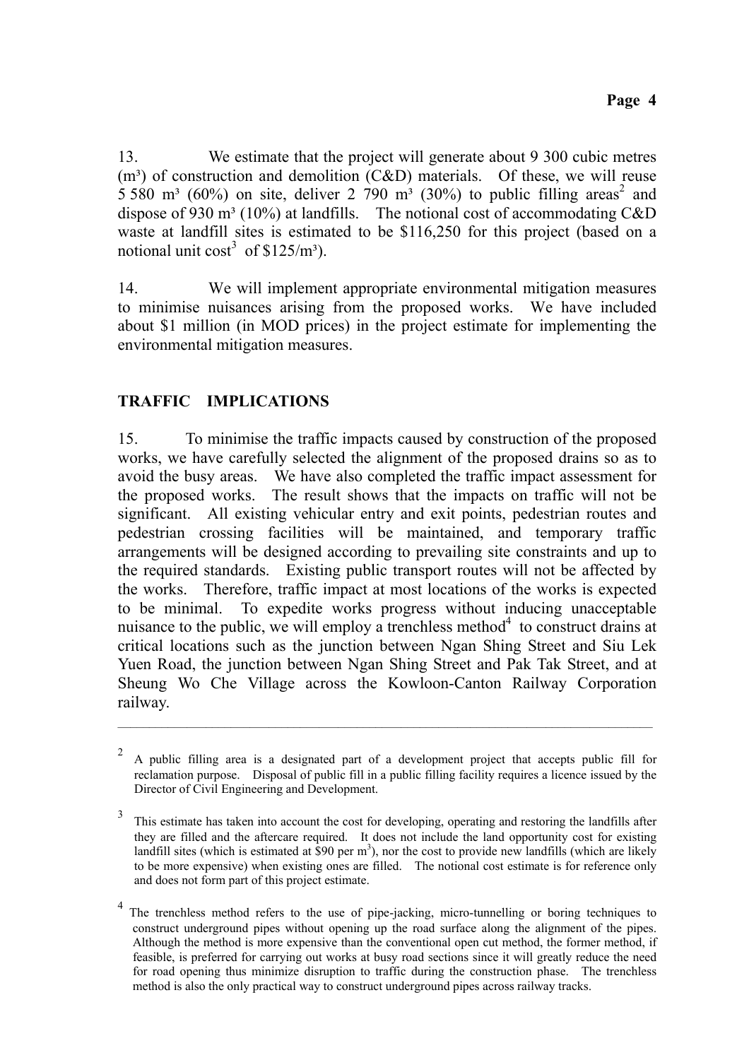13. We estimate that the project will generate about 9 300 cubic metres ($m^3$) of construction and demolition (C&D) materials. Of these, we will reuse 5 580 $m^3$ (60%) on site, deliver 2 790 $m^3$ (30%) to public filling areas[2] and dispose of 930 $m^3$ (10%) at landfills. The notional cost of accommodating C&D waste at landfill sites is estimated to be $116,250 for this project (based on a notional unit cost[3] of $\$125/m^3$).

14. We will implement appropriate environmental mitigation measures to minimise nuisances arising from the proposed works. We have included about $1 million (in MOD prices) in the project estimate for implementing the environmental mitigation measures.

## TRAFFIC IMPLICATIONS

15. To minimise the traffic impacts caused by construction of the proposed works, we have carefully selected the alignment of the proposed drains so as to avoid the busy areas. We have also completed the traffic impact assessment for the proposed works. The result shows that the impacts on traffic will not be significant. All existing vehicular entry and exit points, pedestrian routes and pedestrian crossing facilities will be maintained, and temporary traffic arrangements will be designed according to prevailing site constraints and up to the required standards. Existing public transport routes will not be affected by the works. Therefore, traffic impact at most locations of the works is expected to be minimal. To expedite works progress without inducing unacceptable nuisance to the public, we will employ a trenchless method[4] to construct drains at critical locations such as the junction between Ngan Shing Street and Siu Lek Yuen Road, the junction between Ngan Shing Street and Pak Tak Street, and at Sheung Wo Che Village across the Kowloon-Canton Railway Corporation railway.

---

[2] A public filling area is a designated part of a development project that accepts public fill for reclamation purpose. Disposal of public fill in a public filling facility requires a licence issued by the Director of Civil Engineering and Development.

[3] This estimate has taken into account the cost for developing, operating and restoring the landfills after they are filled and the aftercare required. It does not include the land opportunity cost for existing landfill sites (which is estimated at $\$90$ per $m^3$), nor the cost to provide new landfills (which are likely to be more expensive) when existing ones are filled. The notional cost estimate is for reference only and does not form part of this project estimate.

[4] The trenchless method refers to the use of pipe-jacking, micro-tunnelling or boring techniques to construct underground pipes without opening up the road surface along the alignment of the pipes. Although the method is more expensive than the conventional open cut method, the former method, if feasible, is preferred for carrying out works at busy road sections since it will greatly reduce the need for road opening thus minimize disruption to traffic during the construction phase. The trenchless method is also the only practical way to construct underground pipes across railway tracks.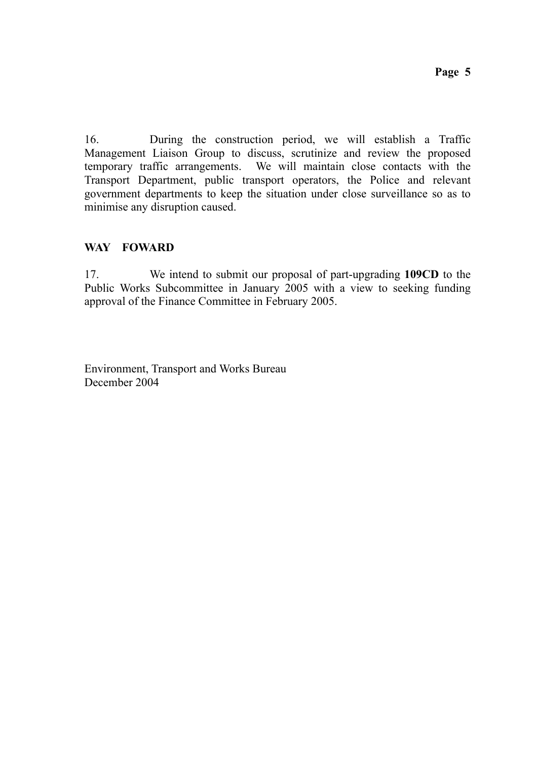16. During the construction period, we will establish a Traffic Management Liaison Group to discuss, scrutinize and review the proposed temporary traffic arrangements. We will maintain close contacts with the Transport Department, public transport operators, the Police and relevant government departments to keep the situation under close surveillance so as to minimise any disruption caused.

## WAY FOWARD

17. We intend to submit our proposal of part-upgrading **109CD** to the Public Works Subcommittee in January 2005 with a view to seeking funding approval of the Finance Committee in February 2005.

Environment, Transport and Works Bureau
December 2004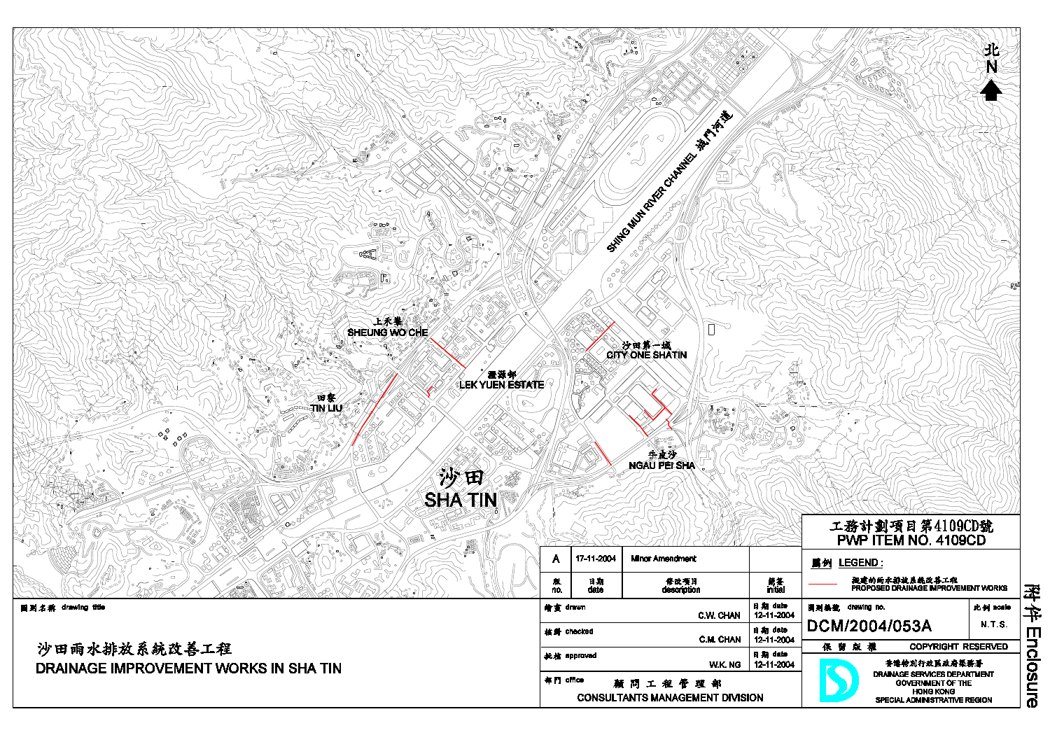附件 Enclosure

北
N

上禾輋
SHEUNG WO CHE

瀝源邨
LEK YUEN ESTATE

田寮
TIN LIU

沙田第一城
CITY ONE SHATIN

牛皮沙
NGAU PEI SHA

沙田
SHA TIN

SHING MUN RIVER CHANNEL 城門河道

工務計劃項目第4109CD號
PWP ITEM NO. 4109CD

圖例 LEGEND :

擬建的雨水排放系統改善工程
PROPOSED DRAINAGE IMPROVEMENT WORKS

| 版 no. | 日期 date | 修改項目 description | 簡簽 initial |
|---|---|---|---|
| A | 17-11-2004 | Minor Amendment | |

圖則名稱 drawing title

沙田雨水排放系統改善工程
DRAINAGE IMPROVEMENT WORKS IN SHA TIN

| | | 日期 date |
|---|---|---|
| 繪畫 drawn | C.W. CHAN | 12-11-2004 |
| 核對 checked | C.M. CHAN | 12-11-2004 |
| 批核 approved | W.K. NG | 12-11-2004 |

部門 office
顧問工程管理部
CONSULTANTS MANAGEMENT DIVISION

圖則編號 drawing no.
DCM/2004/053A

比例 scale
N.T.S.

保留版權 COPYRIGHT RESERVED

香港特別行政區政府渠務署
DRAINAGE SERVICES DEPARTMENT
GOVERNMENT OF THE
HONG KONG
SPECIAL ADMINISTRATIVE REGION